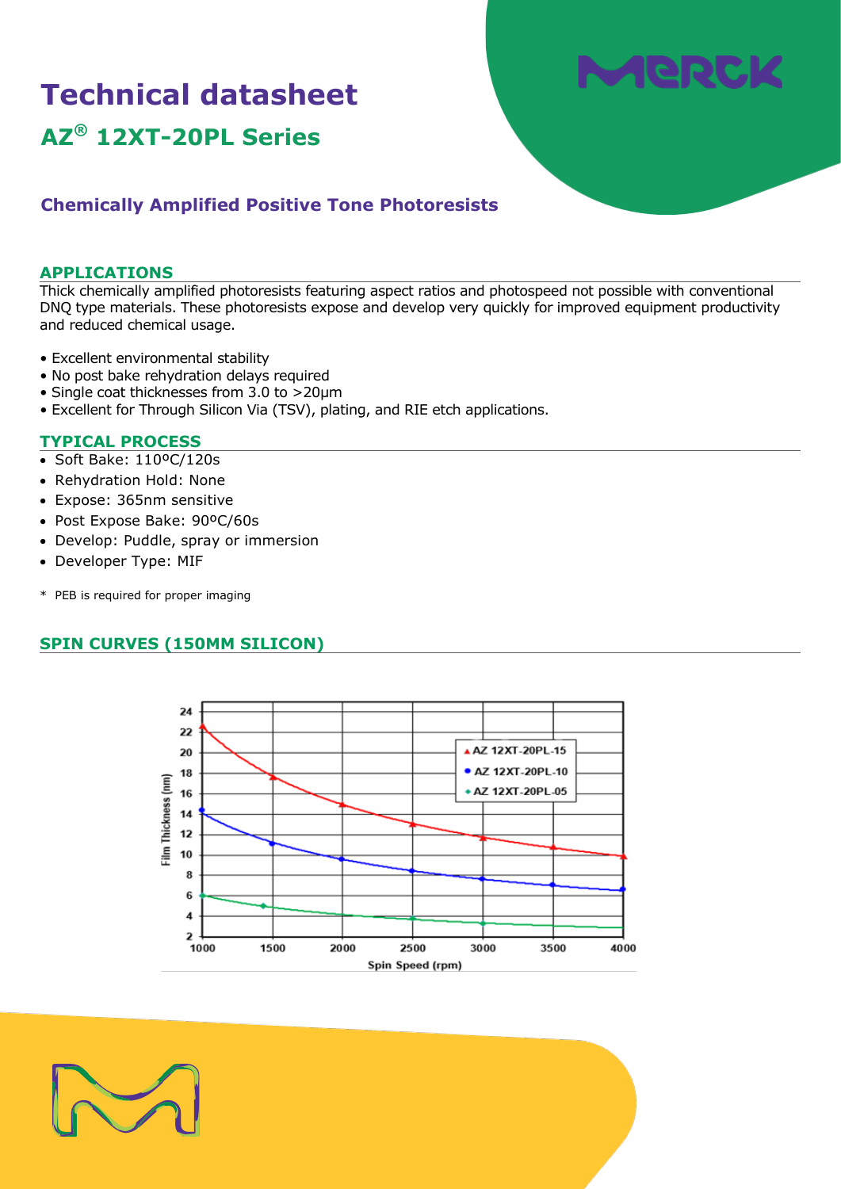# Technical datasheet

## AZ® 12XT-20PL Series

### Chemically Amplified Positive Tone Photoresists

## APPLICATIONS

Thick chemically amplified photoresists featuring aspect ratios and photospeed not possible with conventional DNQ type materials. These photoresists expose and develop very quickly for improved equipment productivity and reduced chemical usage.

- Excellent environmental stability
- No post bake rehydration delays required
- Single coat thicknesses from 3.0 to >20µm
- Excellent for Through Silicon Via (TSV), plating, and RIE etch applications.

## TYPICAL PROCESS

- Soft Bake: 110ºC/120s
- Rehydration Hold: None
- Expose: 365nm sensitive
- Post Expose Bake: 90ºC/60s
- Develop: Puddle, spray or immersion
- Developer Type: MIF

\* PEB is required for proper imaging

## SPIN CURVES (150MM SILICON)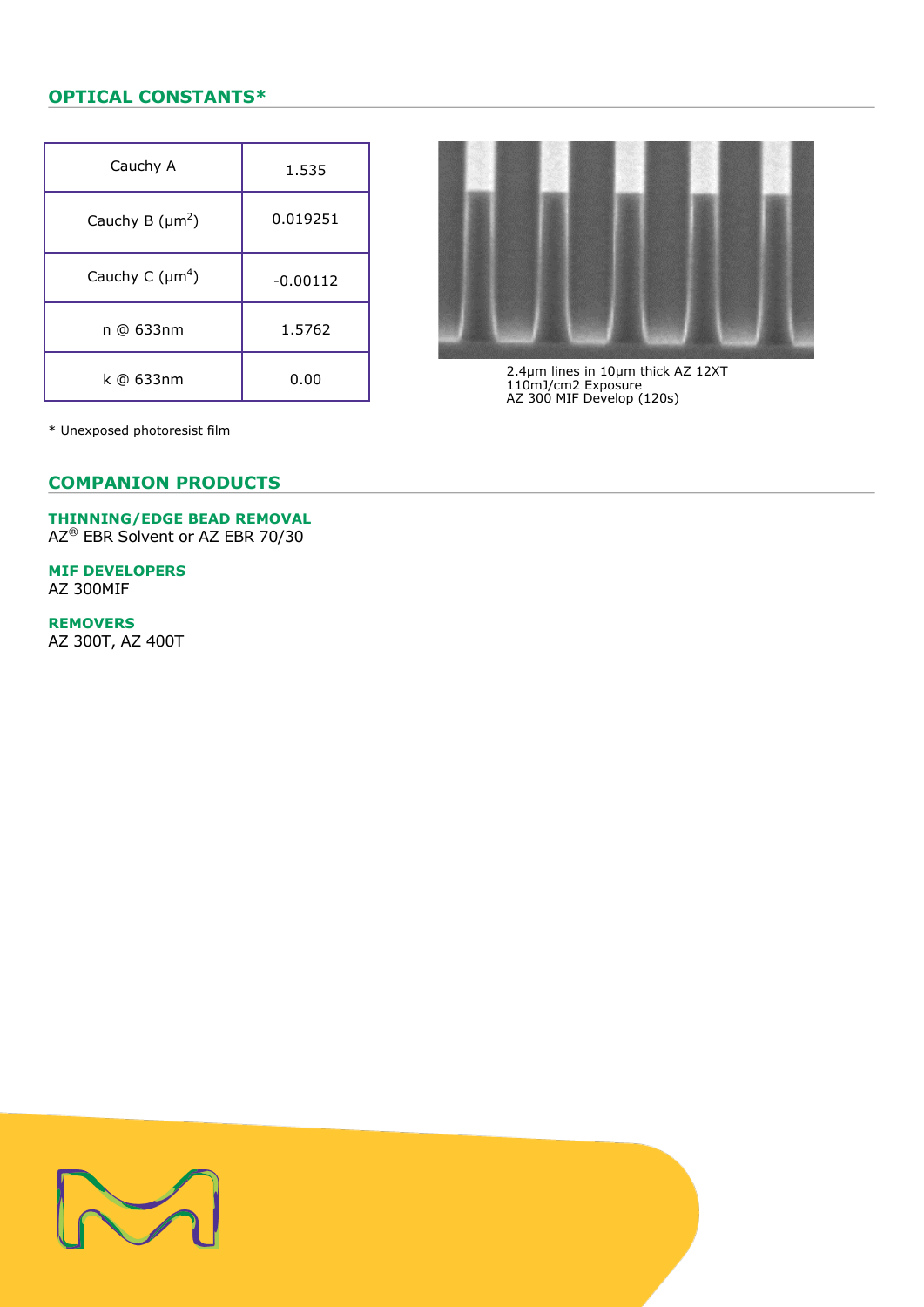## OPTICAL CONSTANTS*

| Cauchy A | 1.535 |
|---|---|
| Cauchy B ($\mu m^2$) | 0.019251 |
| Cauchy C ($\mu m^4$) | -0.00112 |
| n @ 633nm | 1.5762 |
| k @ 633nm | 0.00 |

* Unexposed photoresist film

2.4µm lines in 10µm thick AZ 12XT
110mJ/cm2 Exposure
AZ 300 MIF Develop (120s)

## COMPANION PRODUCTS

**THINNING/EDGE BEAD REMOVAL**
AZ® EBR Solvent or AZ EBR 70/30

**MIF DEVELOPERS**
AZ 300MIF

**REMOVERS**
AZ 300T, AZ 400T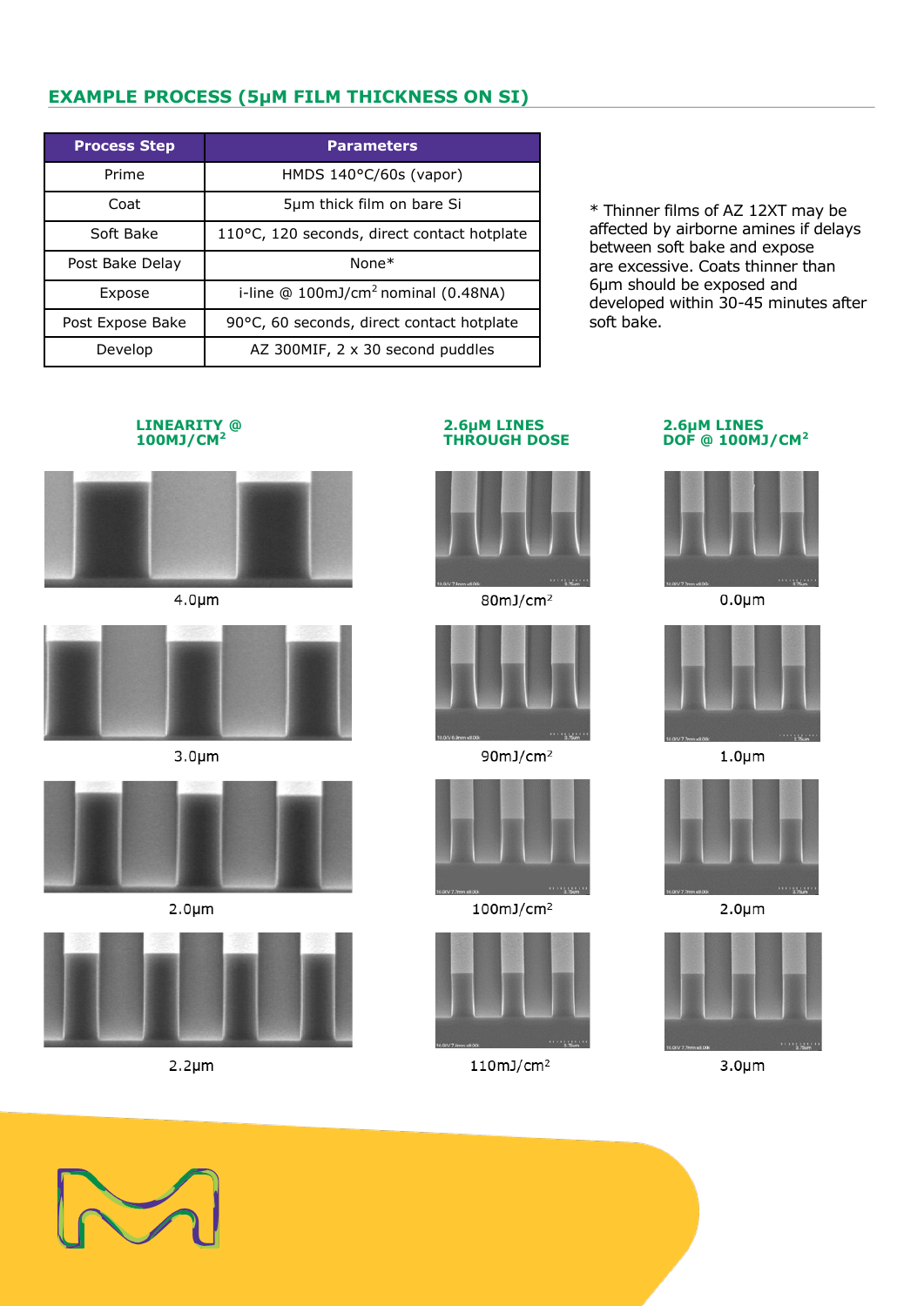## EXAMPLE PROCESS (5μM FILM THICKNESS ON SI)

| Process Step | Parameters |
| --- | --- |
| Prime | HMDS 140°C/60s (vapor) |
| Coat | 5µm thick film on bare Si |
| Soft Bake | 110°C, 120 seconds, direct contact hotplate |
| Post Bake Delay | None* |
| Expose | i-line @ 100mJ/cm$^2$ nominal (0.48NA) |
| Post Expose Bake | 90°C, 60 seconds, direct contact hotplate |
| Develop | AZ 300MIF, 2 x 30 second puddles |

* Thinner films of AZ 12XT may be affected by airborne amines if delays between soft bake and expose are excessive. Coats thinner than 6µm should be exposed and developed within 30-45 minutes after soft bake.

### LINEARITY @ 100MJ/CM$^2$

4.0µm

3.0µm

2.0µm

2.2µm

### 2.6µM LINES THROUGH DOSE

80mJ/cm$^2$

90mJ/cm$^2$

100mJ/cm$^2$

110mJ/cm$^2$

### 2.6µM LINES DOF @ 100MJ/CM$^2$

0.0µm

1.0µm

2.0µm

3.0µm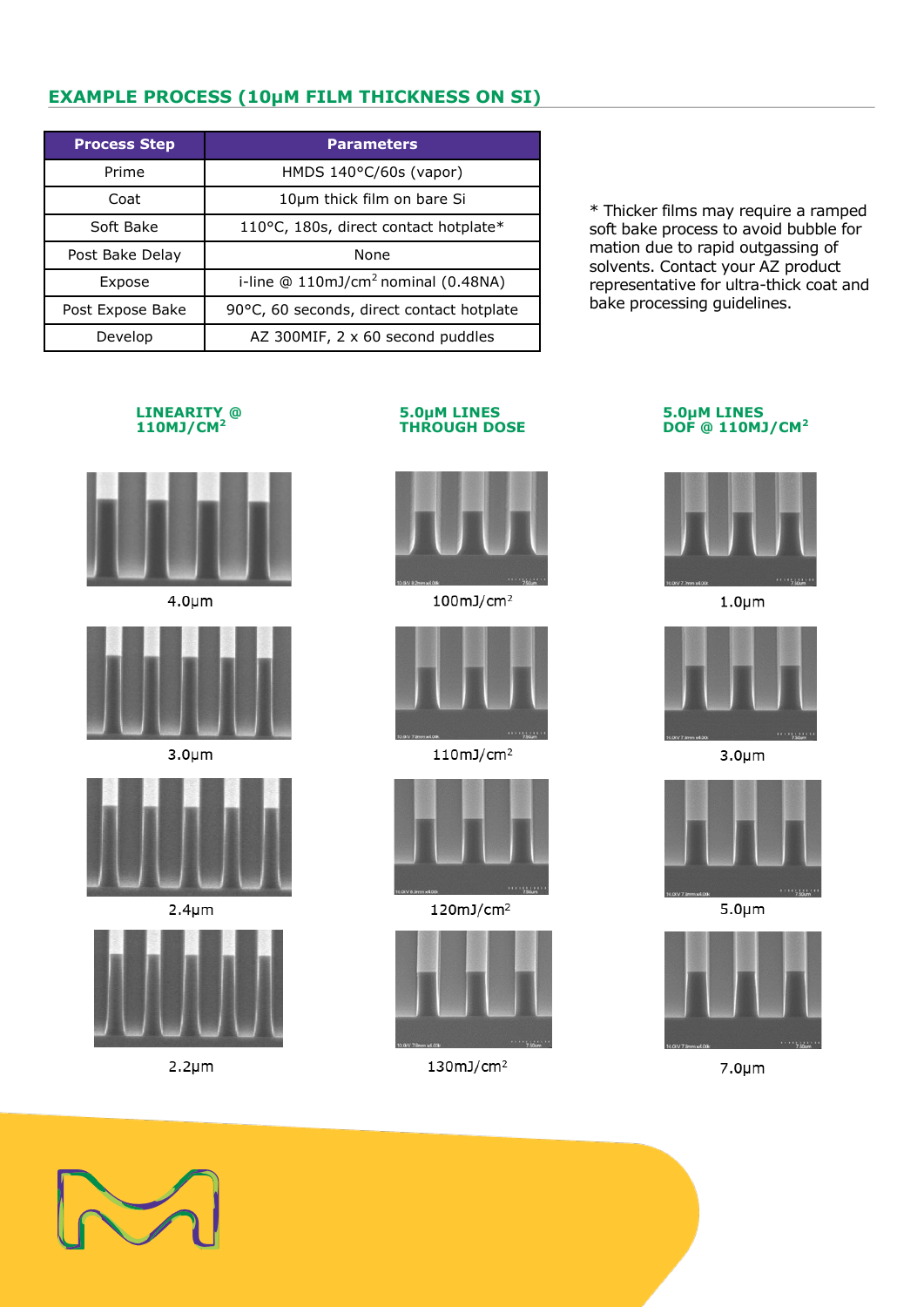## EXAMPLE PROCESS (10μM FILM THICKNESS ON SI)

| Process Step | Parameters |
|---|---|
| Prime | HMDS 140°C/60s (vapor) |
| Coat | 10μm thick film on bare Si |
| Soft Bake | 110°C, 180s, direct contact hotplate* |
| Post Bake Delay | None |
| Expose | i-line @ 110mJ/cm$^2$ nominal (0.48NA) |
| Post Expose Bake | 90°C, 60 seconds, direct contact hotplate |
| Develop | AZ 300MIF, 2 x 60 second puddles |

* Thicker films may require a ramped soft bake process to avoid bubble formation due to rapid outgassing of solvents. Contact your AZ product representative for ultra-thick coat and bake processing guidelines.

### LINEARITY @ 110MJ/CM$^2$

4.0μm

3.0μm

2.4μm

2.2μm

### 5.0μM LINES THROUGH DOSE

100mJ/cm$^2$

110mJ/cm$^2$

120mJ/cm$^2$

130mJ/cm$^2$

### 5.0μM LINES DOF @ 110MJ/CM$^2$

1.0μm

3.0μm

5.0μm

7.0μm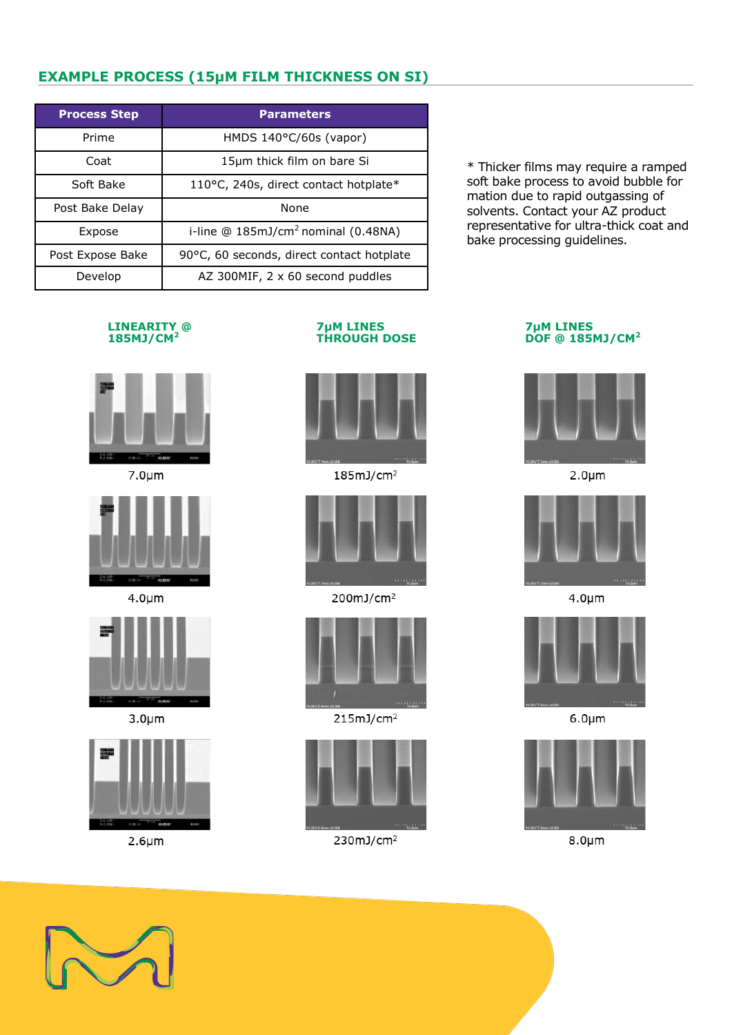## EXAMPLE PROCESS (15μM FILM THICKNESS ON SI)

| Process Step | Parameters |
| --- | --- |
| Prime | HMDS 140°C/60s (vapor) |
| Coat | 15μm thick film on bare Si |
| Soft Bake | 110°C, 240s, direct contact hotplate* |
| Post Bake Delay | None |
| Expose | i-line @ 185mJ/cm$^2$ nominal (0.48NA) |
| Post Expose Bake | 90°C, 60 seconds, direct contact hotplate |
| Develop | AZ 300MIF, 2 x 60 second puddles |

* Thicker films may require a ramped soft bake process to avoid bubble formation due to rapid outgassing of solvents. Contact your AZ product representative for ultra-thick coat and bake processing guidelines.

### LINEARITY @ 185MJ/CM$^2$

7.0μm

4.0μm

3.0μm

2.6μm

### 7μM LINES THROUGH DOSE

185mJ/cm$^2$

200mJ/cm$^2$

215mJ/cm$^2$

230mJ/cm$^2$

### 7μM LINES DOF @ 185MJ/CM$^2$

2.0μm

4.0μm

6.0μm

8.0μm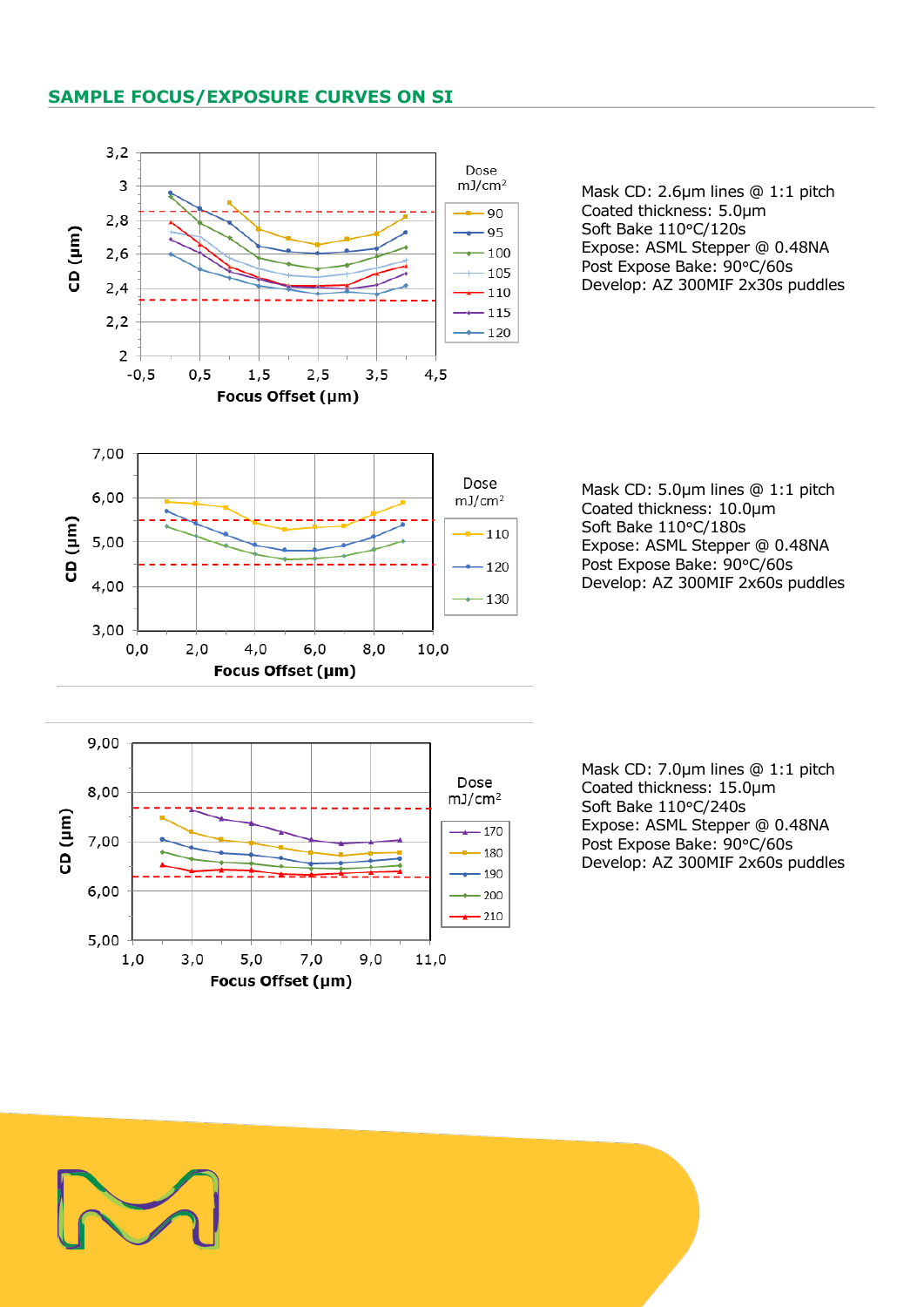## SAMPLE FOCUS/EXPOSURE CURVES ON SI

Mask CD: 2.6µm lines @ 1:1 pitch
Coated thickness: 5.0µm
Soft Bake 110°C/120s
Expose: ASML Stepper @ 0.48NA
Post Expose Bake: 90°C/60s
Develop: AZ 300MIF 2x30s puddles

Mask CD: 5.0µm lines @ 1:1 pitch
Coated thickness: 10.0µm
Soft Bake 110°C/180s
Expose: ASML Stepper @ 0.48NA
Post Expose Bake: 90°C/60s
Develop: AZ 300MIF 2x60s puddles

Mask CD: 7.0µm lines @ 1:1 pitch
Coated thickness: 15.0µm
Soft Bake 110°C/240s
Expose: ASML Stepper @ 0.48NA
Post Expose Bake: 90°C/60s
Develop: AZ 300MIF 2x60s puddles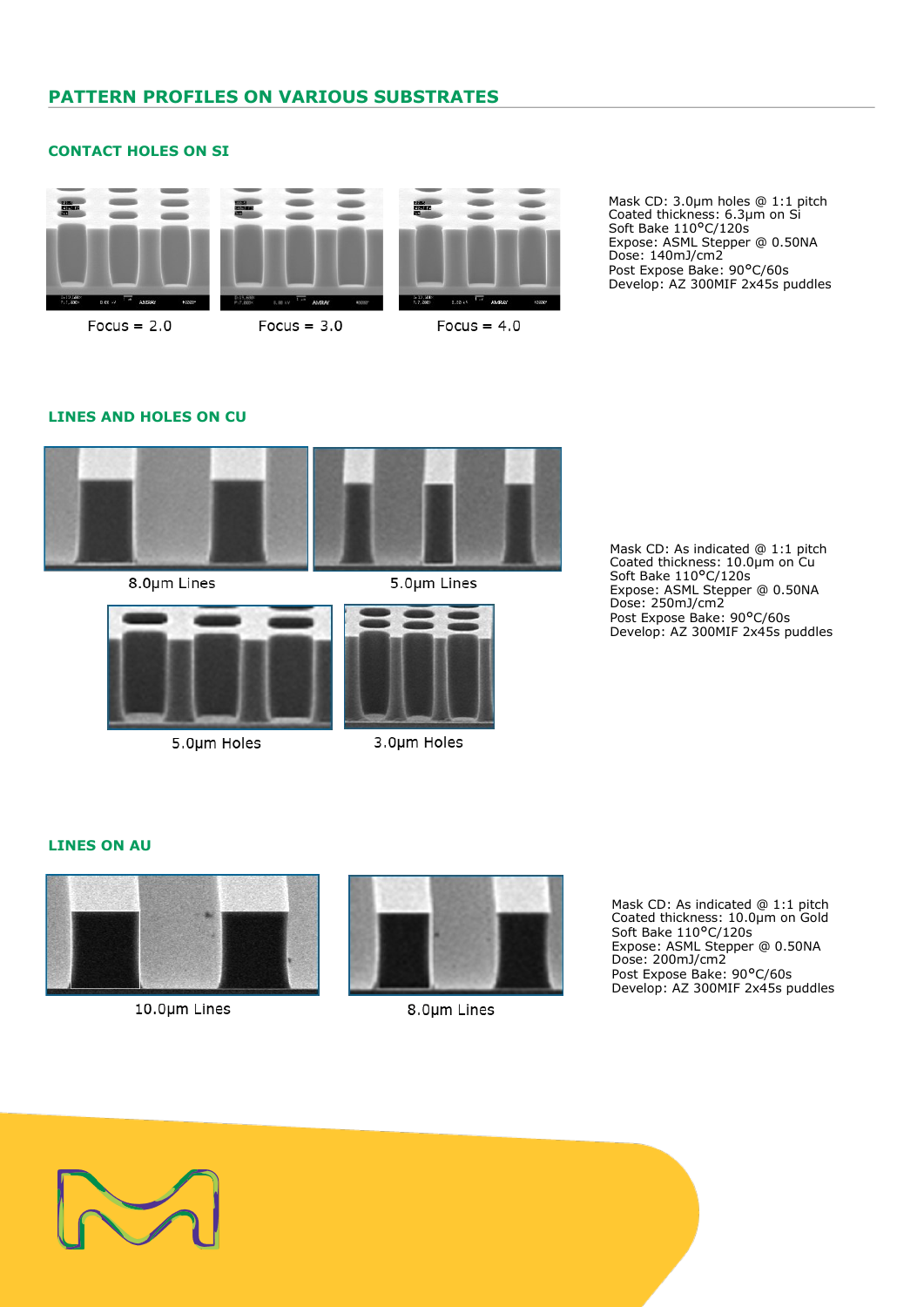## PATTERN PROFILES ON VARIOUS SUBSTRATES

### CONTACT HOLES ON SI

Focus = 2.0

Focus = 3.0

Focus = 4.0

Mask CD: 3.0µm holes @ 1:1 pitch
Coated thickness: 6.3µm on Si
Soft Bake 110°C/120s
Expose: ASML Stepper @ 0.50NA
Dose: 140mJ/cm2
Post Expose Bake: 90°C/60s
Develop: AZ 300MIF 2x45s puddles

### LINES AND HOLES ON CU

8.0µm Lines

5.0µm Lines

5.0µm Holes

3.0µm Holes

Mask CD: As indicated @ 1:1 pitch
Coated thickness: 10.0µm on Cu
Soft Bake 110°C/120s
Expose: ASML Stepper @ 0.50NA
Dose: 250mJ/cm2
Post Expose Bake: 90°C/60s
Develop: AZ 300MIF 2x45s puddles

### LINES ON AU

10.0µm Lines

8.0µm Lines

Mask CD: As indicated @ 1:1 pitch
Coated thickness: 10.0µm on Gold
Soft Bake 110°C/120s
Expose: ASML Stepper @ 0.50NA
Dose: 200mJ/cm2
Post Expose Bake: 90°C/60s
Develop: AZ 300MIF 2x45s puddles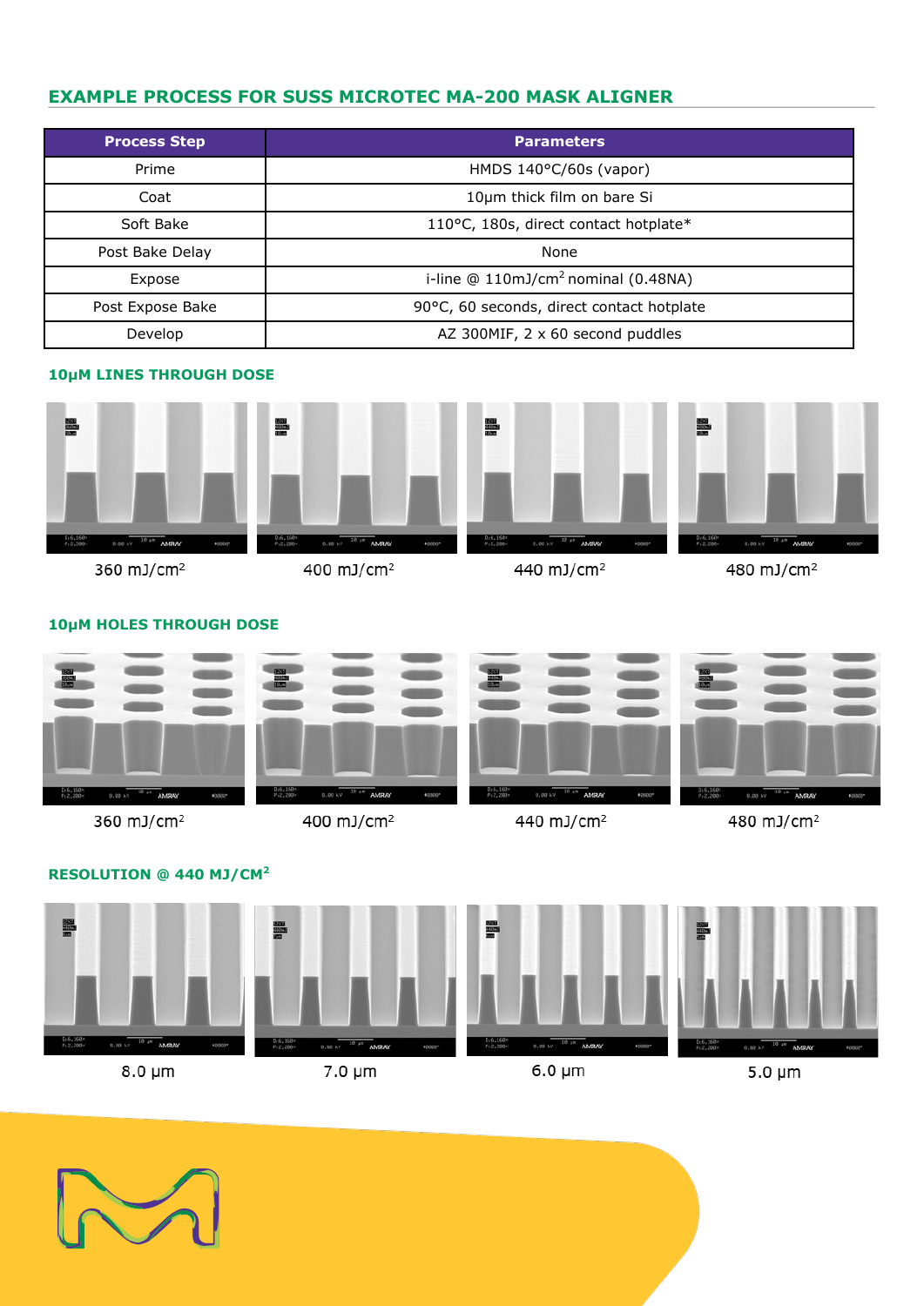## EXAMPLE PROCESS FOR SUSS MICROTEC MA-200 MASK ALIGNER

| Process Step | Parameters |
|---|---|
| Prime | HMDS 140°C/60s (vapor) |
| Coat | 10µm thick film on bare Si |
| Soft Bake | 110°C, 180s, direct contact hotplate* |
| Post Bake Delay | None |
| Expose | i-line @ 110mJ/cm$^2$ nominal (0.48NA) |
| Post Expose Bake | 90°C, 60 seconds, direct contact hotplate |
| Develop | AZ 300MIF, 2 x 60 second puddles |

### 10µM LINES THROUGH DOSE

360 mJ/cm$^2$ | 400 mJ/cm$^2$ | 440 mJ/cm$^2$ | 480 mJ/cm$^2$

### 10µM HOLES THROUGH DOSE

360 mJ/cm$^2$ | 400 mJ/cm$^2$ | 440 mJ/cm$^2$ | 480 mJ/cm$^2$

### RESOLUTION @ 440 MJ/CM$^2$

8.0 µm | 7.0 µm | 6.0 µm | 5.0 µm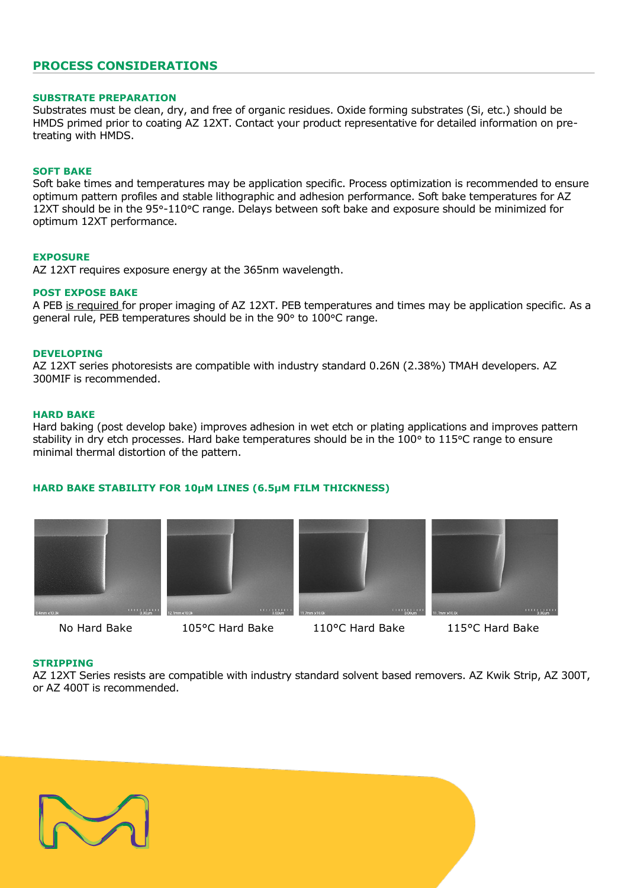## PROCESS CONSIDERATIONS

### SUBSTRATE PREPARATION

Substrates must be clean, dry, and free of organic residues. Oxide forming substrates (Si, etc.) should be HMDS primed prior to coating AZ 12XT. Contact your product representative for detailed information on pre-treating with HMDS.

### SOFT BAKE

Soft bake times and temperatures may be application specific. Process optimization is recommended to ensure optimum pattern profiles and stable lithographic and adhesion performance. Soft bake temperatures for AZ 12XT should be in the 95°-110°C range. Delays between soft bake and exposure should be minimized for optimum 12XT performance.

### EXPOSURE

AZ 12XT requires exposure energy at the 365nm wavelength.

### POST EXPOSE BAKE

A PEB is required for proper imaging of AZ 12XT. PEB temperatures and times may be application specific. As a general rule, PEB temperatures should be in the 90° to 100°C range.

### DEVELOPING

AZ 12XT series photoresists are compatible with industry standard 0.26N (2.38%) TMAH developers. AZ 300MIF is recommended.

### HARD BAKE

Hard baking (post develop bake) improves adhesion in wet etch or plating applications and improves pattern stability in dry etch processes. Hard bake temperatures should be in the 100° to 115°C range to ensure minimal thermal distortion of the pattern.

### HARD BAKE STABILITY FOR 10µM LINES (6.5µM FILM THICKNESS)

No Hard Bake | 105°C Hard Bake | 110°C Hard Bake | 115°C Hard Bake

### STRIPPING

AZ 12XT Series resists are compatible with industry standard solvent based removers. AZ Kwik Strip, AZ 300T, or AZ 400T is recommended.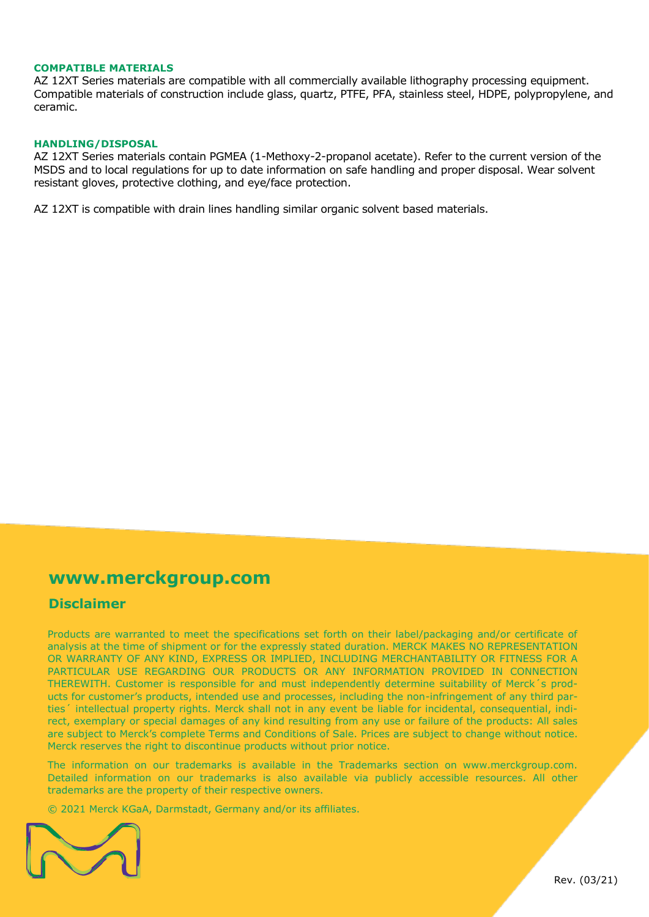### COMPATIBLE MATERIALS

AZ 12XT Series materials are compatible with all commercially available lithography processing equipment. Compatible materials of construction include glass, quartz, PTFE, PFA, stainless steel, HDPE, polypropylene, and ceramic.

### HANDLING/DISPOSAL

AZ 12XT Series materials contain PGMEA (1-Methoxy-2-propanol acetate). Refer to the current version of the MSDS and to local regulations for up to date information on safe handling and proper disposal. Wear solvent resistant gloves, protective clothing, and eye/face protection.

AZ 12XT is compatible with drain lines handling similar organic solvent based materials.

## www.merckgroup.com

### Disclaimer

Products are warranted to meet the specifications set forth on their label/packaging and/or certificate of analysis at the time of shipment or for the expressly stated duration. MERCK MAKES NO REPRESENTATION OR WARRANTY OF ANY KIND, EXPRESS OR IMPLIED, INCLUDING MERCHANTABILITY OR FITNESS FOR A PARTICULAR USE REGARDING OUR PRODUCTS OR ANY INFORMATION PROVIDED IN CONNECTION THEREWITH. Customer is responsible for and must independently determine suitability of Merck´s products for customer's products, intended use and processes, including the non-infringement of any third parties´ intellectual property rights. Merck shall not in any event be liable for incidental, consequential, indirect, exemplary or special damages of any kind resulting from any use or failure of the products: All sales are subject to Merck's complete Terms and Conditions of Sale. Prices are subject to change without notice. Merck reserves the right to discontinue products without prior notice.

The information on our trademarks is available in the Trademarks section on www.merckgroup.com. Detailed information on our trademarks is also available via publicly accessible resources. All other trademarks are the property of their respective owners.

© 2021 Merck KGaA, Darmstadt, Germany and/or its affiliates.

Rev. (03/21)